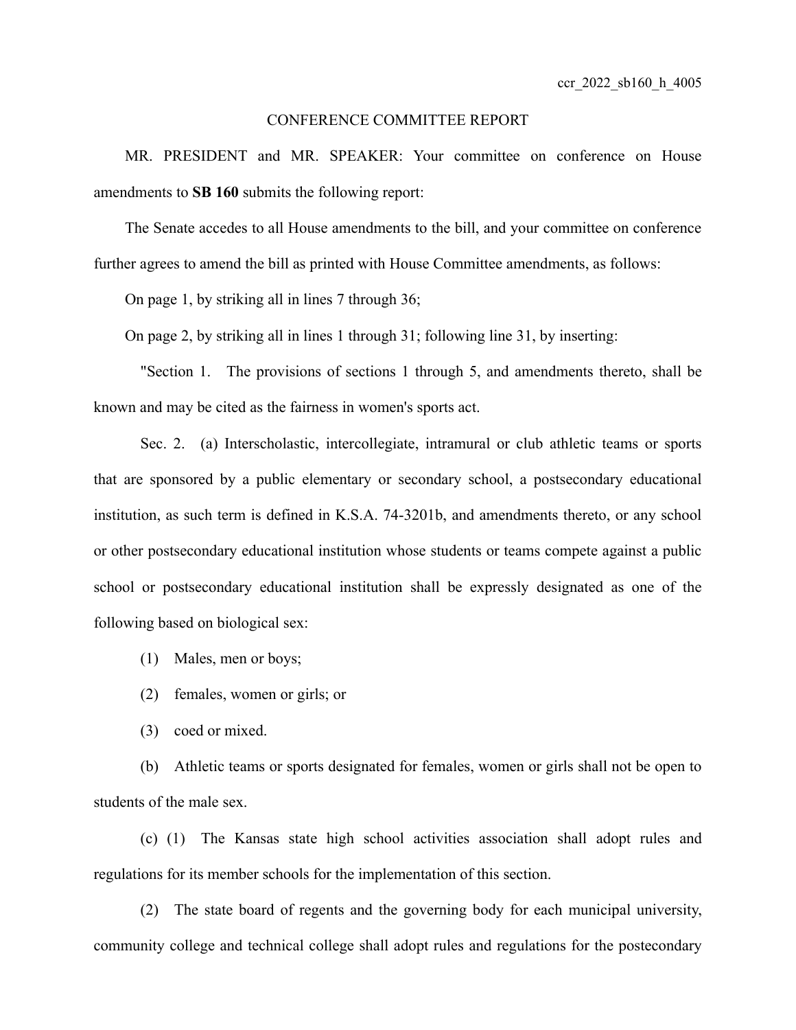ccr_2022_sb160_h_4005

CONFERENCE COMMITTEE REPORT

MR. PRESIDENT and MR. SPEAKER: Your committee on conference on House amendments to **SB 160** submits the following report:

The Senate accedes to all House amendments to the bill, and your committee on conference further agrees to amend the bill as printed with House Committee amendments, as follows:

On page 1, by striking all in lines 7 through 36;

On page 2, by striking all in lines 1 through 31; following line 31, by inserting:

"Section 1. The provisions of sections 1 through 5, and amendments thereto, shall be known and may be cited as the fairness in women's sports act.

Sec. 2. (a) Interscholastic, intercollegiate, intramural or club athletic teams or sports that are sponsored by a public elementary or secondary school, a postsecondary educational institution, as such term is defined in K.S.A. 74-3201b, and amendments thereto, or any school or other postsecondary educational institution whose students or teams compete against a public school or postsecondary educational institution shall be expressly designated as one of the following based on biological sex:

(1) Males, men or boys;

(2) females, women or girls; or

(3) coed or mixed.

(b) Athletic teams or sports designated for females, women or girls shall not be open to students of the male sex.

(c) (1) The Kansas state high school activities association shall adopt rules and regulations for its member schools for the implementation of this section.

(2) The state board of regents and the governing body for each municipal university, community college and technical college shall adopt rules and regulations for the postecondary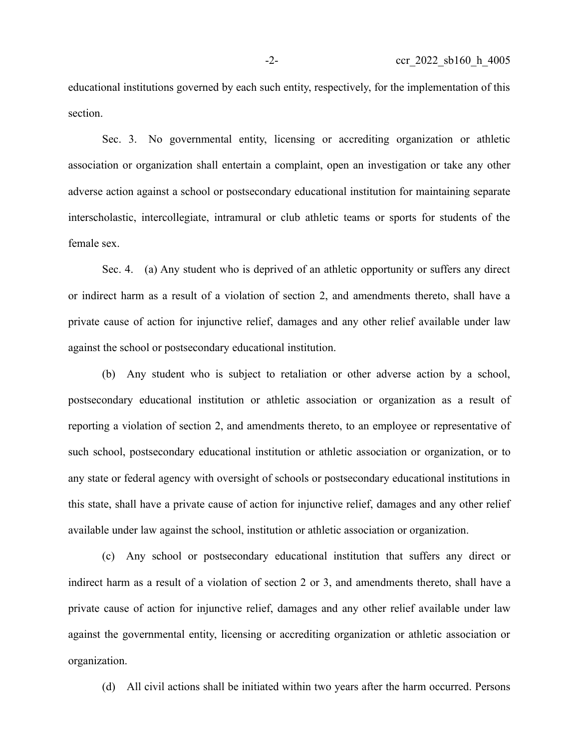educational institutions governed by each such entity, respectively, for the implementation of this section.

Sec. 3. No governmental entity, licensing or accrediting organization or athletic association or organization shall entertain a complaint, open an investigation or take any other adverse action against a school or postsecondary educational institution for maintaining separate interscholastic, intercollegiate, intramural or club athletic teams or sports for students of the female sex.

Sec. 4. (a) Any student who is deprived of an athletic opportunity or suffers any direct or indirect harm as a result of a violation of section 2, and amendments thereto, shall have a private cause of action for injunctive relief, damages and any other relief available under law against the school or postsecondary educational institution.

(b) Any student who is subject to retaliation or other adverse action by a school, postsecondary educational institution or athletic association or organization as a result of reporting a violation of section 2, and amendments thereto, to an employee or representative of such school, postsecondary educational institution or athletic association or organization, or to any state or federal agency with oversight of schools or postsecondary educational institutions in this state, shall have a private cause of action for injunctive relief, damages and any other relief available under law against the school, institution or athletic association or organization.

(c) Any school or postsecondary educational institution that suffers any direct or indirect harm as a result of a violation of section 2 or 3, and amendments thereto, shall have a private cause of action for injunctive relief, damages and any other relief available under law against the governmental entity, licensing or accrediting organization or athletic association or organization.

(d) All civil actions shall be initiated within two years after the harm occurred. Persons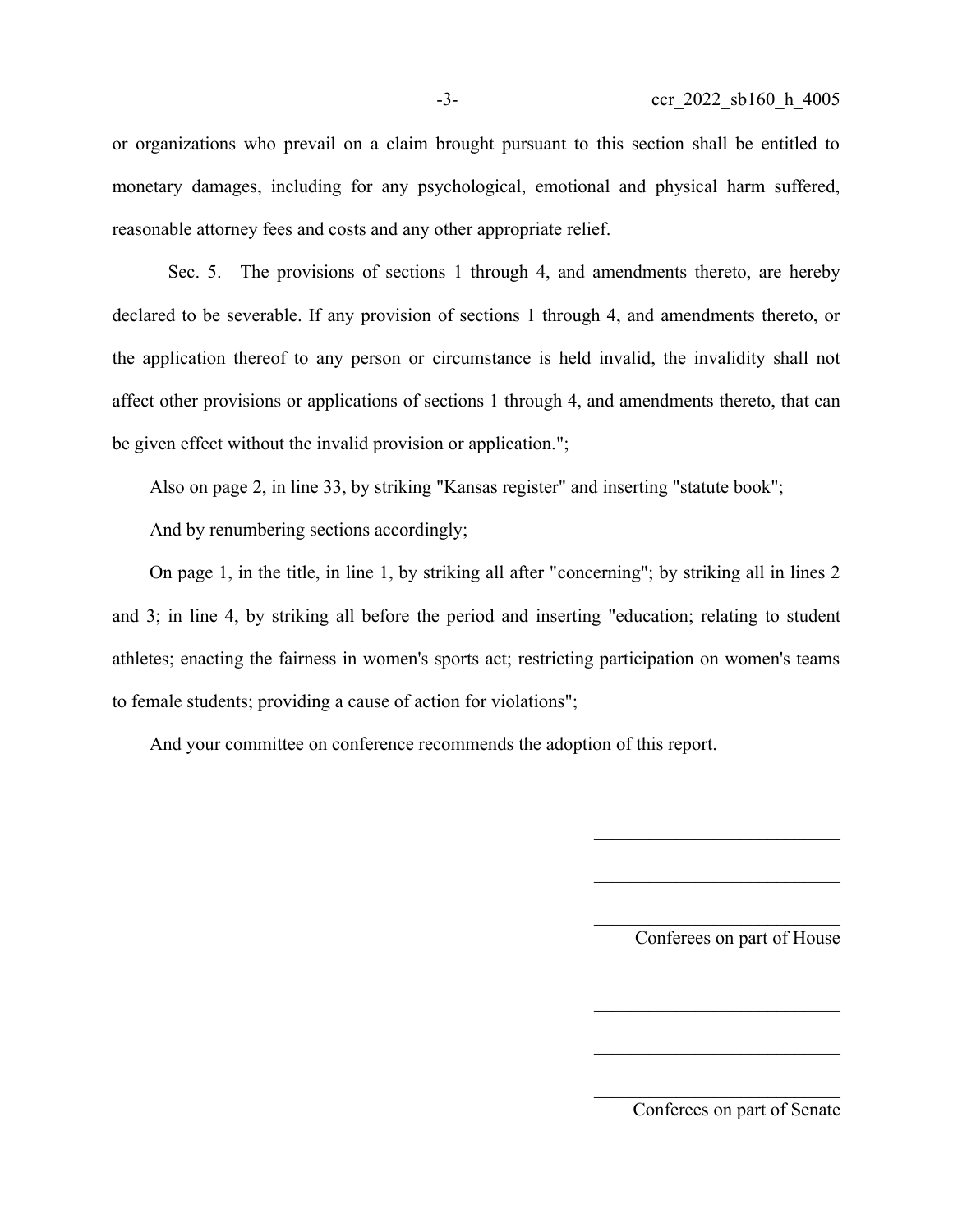or organizations who prevail on a claim brought pursuant to this section shall be entitled to monetary damages, including for any psychological, emotional and physical harm suffered, reasonable attorney fees and costs and any other appropriate relief.

Sec. 5. The provisions of sections 1 through 4, and amendments thereto, are hereby declared to be severable. If any provision of sections 1 through 4, and amendments thereto, or the application thereof to any person or circumstance is held invalid, the invalidity shall not affect other provisions or applications of sections 1 through 4, and amendments thereto, that can be given effect without the invalid provision or application.";

Also on page 2, in line 33, by striking "Kansas register" and inserting "statute book";

And by renumbering sections accordingly;

On page 1, in the title, in line 1, by striking all after "concerning"; by striking all in lines 2 and 3; in line 4, by striking all before the period and inserting "education; relating to student athletes; enacting the fairness in women's sports act; restricting participation on women's teams to female students; providing a cause of action for violations";

And your committee on conference recommends the adoption of this report.

\_\_\_\_\_\_\_\_\_\_\_\_\_\_\_\_\_\_\_\_\_\_\_\_\_\_

\_\_\_\_\_\_\_\_\_\_\_\_\_\_\_\_\_\_\_\_\_\_\_\_\_\_

\_\_\_\_\_\_\_\_\_\_\_\_\_\_\_\_\_\_\_\_\_\_\_\_\_\_

Conferees on part of House

\_\_\_\_\_\_\_\_\_\_\_\_\_\_\_\_\_\_\_\_\_\_\_\_\_\_

\_\_\_\_\_\_\_\_\_\_\_\_\_\_\_\_\_\_\_\_\_\_\_\_\_\_

\_\_\_\_\_\_\_\_\_\_\_\_\_\_\_\_\_\_\_\_\_\_\_\_\_\_

Conferees on part of Senate